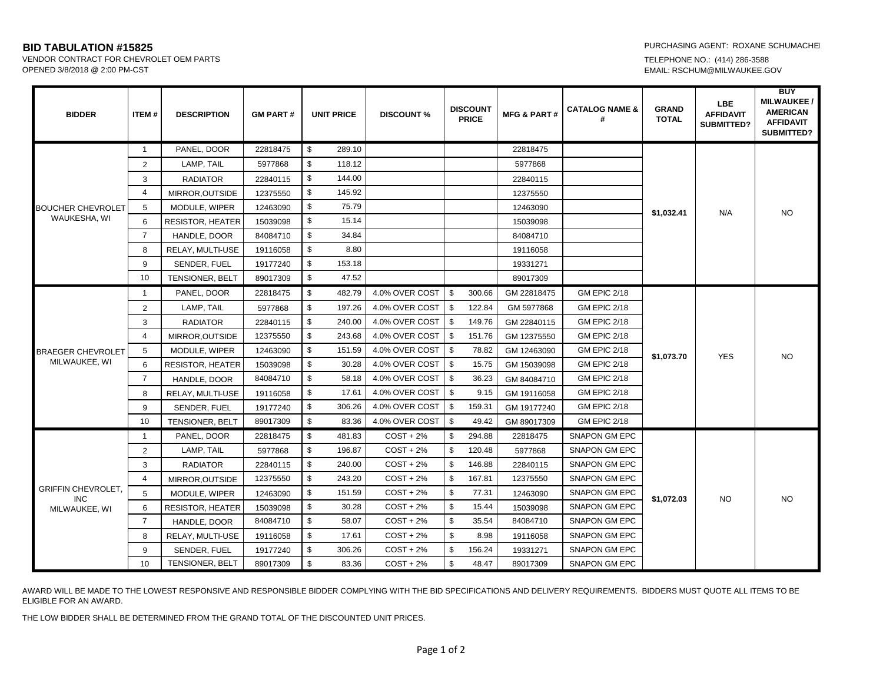**BID TABULATION #15825**

VENDOR CONTRACT FOR CHEVROLET OEM PARTS
OPENED 3/8/2018 @ 2:00 PM-CST

PURCHASING AGENT: ROXANE SCHUMACHER
TELEPHONE NO.: (414) 286-3588
EMAIL: RSCHUM@MILWAUKEE.GOV

| BIDDER | ITEM # | DESCRIPTION | GM PART # | UNIT PRICE | DISCOUNT % | DISCOUNT PRICE | MFG & PART # | CATALOG NAME & # | GRAND TOTAL | LBE AFFIDAVIT SUBMITTED? | BUY MILWAUKEE / AMERICAN AFFIDAVIT SUBMITTED? |
|---|---|---|---|---|---|---|---|---|---|---|---|
| BOUCHER CHEVROLET WAUKESHA, WI | 1 | PANEL, DOOR | 22818475 | $ 289.10 | | | 22818475 | | $1,032.41 | N/A | NO |
| | 2 | LAMP, TAIL | 5977868 | $ 118.12 | | | 5977868 | | | | |
| | 3 | RADIATOR | 22840115 | $ 144.00 | | | 22840115 | | | | |
| | 4 | MIRROR,OUTSIDE | 12375550 | $ 145.92 | | | 12375550 | | | | |
| | 5 | MODULE, WIPER | 12463090 | $ 75.79 | | | 12463090 | | | | |
| | 6 | RESISTOR, HEATER | 15039098 | $ 15.14 | | | 15039098 | | | | |
| | 7 | HANDLE, DOOR | 84084710 | $ 34.84 | | | 84084710 | | | | |
| | 8 | RELAY, MULTI-USE | 19116058 | $ 8.80 | | | 19116058 | | | | |
| | 9 | SENDER, FUEL | 19177240 | $ 153.18 | | | 19331271 | | | | |
| | 10 | TENSIONER, BELT | 89017309 | $ 47.52 | | | 89017309 | | | | |
| BRAEGER CHEVROLET MILWAUKEE, WI | 1 | PANEL, DOOR | 22818475 | $ 482.79 | 4.0% OVER COST | $ 300.66 | GM 22818475 | GM EPIC 2/18 | $1,073.70 | YES | NO |
| | 2 | LAMP, TAIL | 5977868 | $ 197.26 | 4.0% OVER COST | $ 122.84 | GM 5977868 | GM EPIC 2/18 | | | |
| | 3 | RADIATOR | 22840115 | $ 240.00 | 4.0% OVER COST | $ 149.76 | GM 22840115 | GM EPIC 2/18 | | | |
| | 4 | MIRROR,OUTSIDE | 12375550 | $ 243.68 | 4.0% OVER COST | $ 151.76 | GM 12375550 | GM EPIC 2/18 | | | |
| | 5 | MODULE, WIPER | 12463090 | $ 151.59 | 4.0% OVER COST | $ 78.82 | GM 12463090 | GM EPIC 2/18 | | | |
| | 6 | RESISTOR, HEATER | 15039098 | $ 30.28 | 4.0% OVER COST | $ 15.75 | GM 15039098 | GM EPIC 2/18 | | | |
| | 7 | HANDLE, DOOR | 84084710 | $ 58.18 | 4.0% OVER COST | $ 36.23 | GM 84084710 | GM EPIC 2/18 | | | |
| | 8 | RELAY, MULTI-USE | 19116058 | $ 17.61 | 4.0% OVER COST | $ 9.15 | GM 19116058 | GM EPIC 2/18 | | | |
| | 9 | SENDER, FUEL | 19177240 | $ 306.26 | 4.0% OVER COST | $ 159.31 | GM 19177240 | GM EPIC 2/18 | | | |
| | 10 | TENSIONER, BELT | 89017309 | $ 83.36 | 4.0% OVER COST | $ 49.42 | GM 89017309 | GM EPIC 2/18 | | | |
| GRIFFIN CHEVROLET, INC MILWAUKEE, WI | 1 | PANEL, DOOR | 22818475 | $ 481.83 | COST + 2% | $ 294.88 | 22818475 | SNAPON GM EPC | $1,072.03 | NO | NO |
| | 2 | LAMP, TAIL | 5977868 | $ 196.87 | COST + 2% | $ 120.48 | 5977868 | SNAPON GM EPC | | | |
| | 3 | RADIATOR | 22840115 | $ 240.00 | COST + 2% | $ 146.88 | 22840115 | SNAPON GM EPC | | | |
| | 4 | MIRROR,OUTSIDE | 12375550 | $ 243.20 | COST + 2% | $ 167.81 | 12375550 | SNAPON GM EPC | | | |
| | 5 | MODULE, WIPER | 12463090 | $ 151.59 | COST + 2% | $ 77.31 | 12463090 | SNAPON GM EPC | | | |
| | 6 | RESISTOR, HEATER | 15039098 | $ 30.28 | COST + 2% | $ 15.44 | 15039098 | SNAPON GM EPC | | | |
| | 7 | HANDLE, DOOR | 84084710 | $ 58.07 | COST + 2% | $ 35.54 | 84084710 | SNAPON GM EPC | | | |
| | 8 | RELAY, MULTI-USE | 19116058 | $ 17.61 | COST + 2% | $ 8.98 | 19116058 | SNAPON GM EPC | | | |
| | 9 | SENDER, FUEL | 19177240 | $ 306.26 | COST + 2% | $ 156.24 | 19331271 | SNAPON GM EPC | | | |
| | 10 | TENSIONER, BELT | 89017309 | $ 83.36 | COST + 2% | $ 48.47 | 89017309 | SNAPON GM EPC | | | |

AWARD WILL BE MADE TO THE LOWEST RESPONSIVE AND RESPONSIBLE BIDDER COMPLYING WITH THE BID SPECIFICATIONS AND DELIVERY REQUIREMENTS. BIDDERS MUST QUOTE ALL ITEMS TO BE ELIGIBLE FOR AN AWARD.

THE LOW BIDDER SHALL BE DETERMINED FROM THE GRAND TOTAL OF THE DISCOUNTED UNIT PRICES.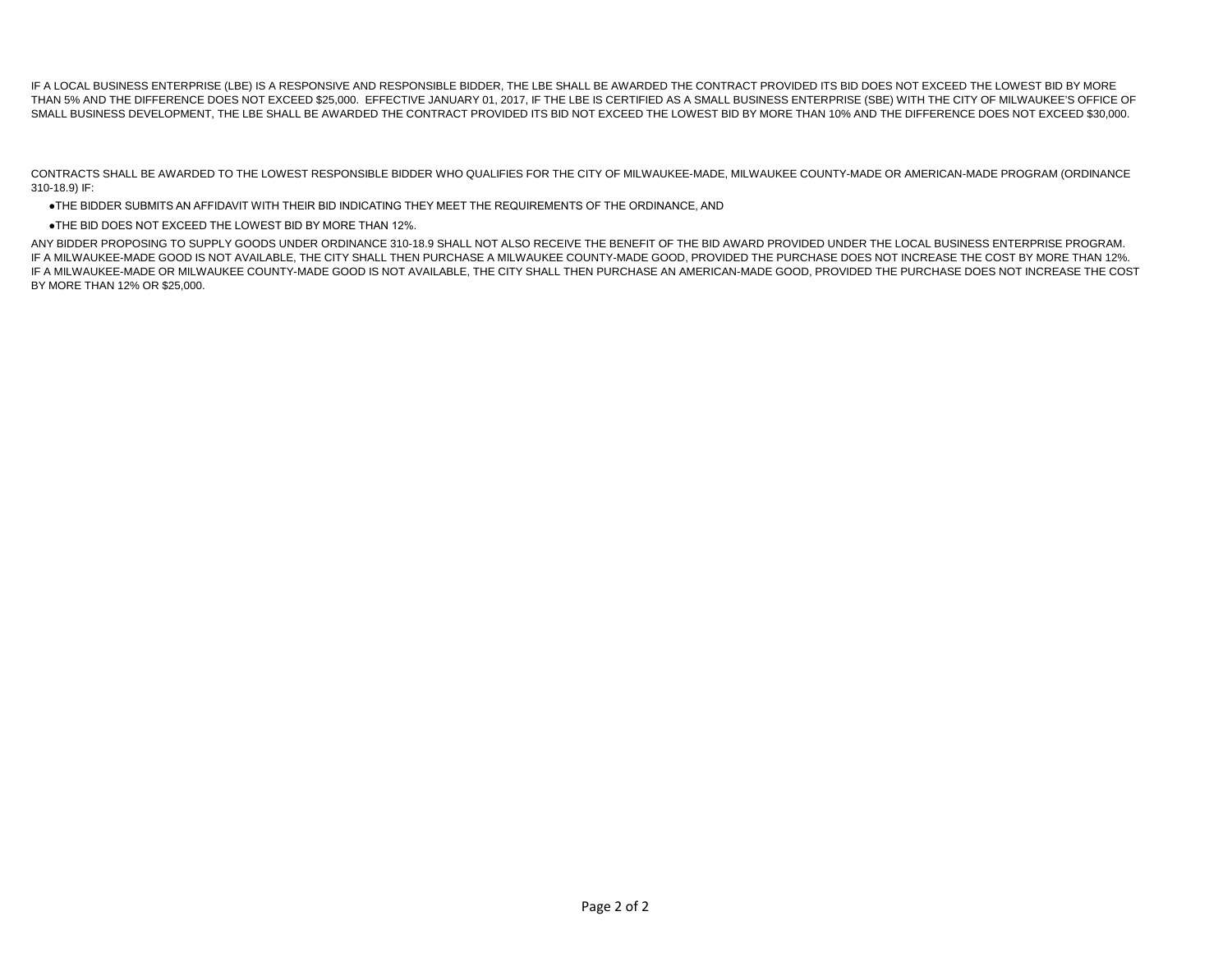IF A LOCAL BUSINESS ENTERPRISE (LBE) IS A RESPONSIVE AND RESPONSIBLE BIDDER, THE LBE SHALL BE AWARDED THE CONTRACT PROVIDED ITS BID DOES NOT EXCEED THE LOWEST BID BY MORE THAN 5% AND THE DIFFERENCE DOES NOT EXCEED $25,000. EFFECTIVE JANUARY 01, 2017, IF THE LBE IS CERTIFIED AS A SMALL BUSINESS ENTERPRISE (SBE) WITH THE CITY OF MILWAUKEE'S OFFICE OF SMALL BUSINESS DEVELOPMENT, THE LBE SHALL BE AWARDED THE CONTRACT PROVIDED ITS BID NOT EXCEED THE LOWEST BID BY MORE THAN 10% AND THE DIFFERENCE DOES NOT EXCEED $30,000.

CONTRACTS SHALL BE AWARDED TO THE LOWEST RESPONSIBLE BIDDER WHO QUALIFIES FOR THE CITY OF MILWAUKEE-MADE, MILWAUKEE COUNTY-MADE OR AMERICAN-MADE PROGRAM (ORDINANCE 310-18.9) IF:

- THE BIDDER SUBMITS AN AFFIDAVIT WITH THEIR BID INDICATING THEY MEET THE REQUIREMENTS OF THE ORDINANCE, AND
- THE BID DOES NOT EXCEED THE LOWEST BID BY MORE THAN 12%.

ANY BIDDER PROPOSING TO SUPPLY GOODS UNDER ORDINANCE 310-18.9 SHALL NOT ALSO RECEIVE THE BENEFIT OF THE BID AWARD PROVIDED UNDER THE LOCAL BUSINESS ENTERPRISE PROGRAM. IF A MILWAUKEE-MADE GOOD IS NOT AVAILABLE, THE CITY SHALL THEN PURCHASE A MILWAUKEE COUNTY-MADE GOOD, PROVIDED THE PURCHASE DOES NOT INCREASE THE COST BY MORE THAN 12%. IF A MILWAUKEE-MADE OR MILWAUKEE COUNTY-MADE GOOD IS NOT AVAILABLE, THE CITY SHALL THEN PURCHASE AN AMERICAN-MADE GOOD, PROVIDED THE PURCHASE DOES NOT INCREASE THE COST BY MORE THAN 12% OR $25,000.